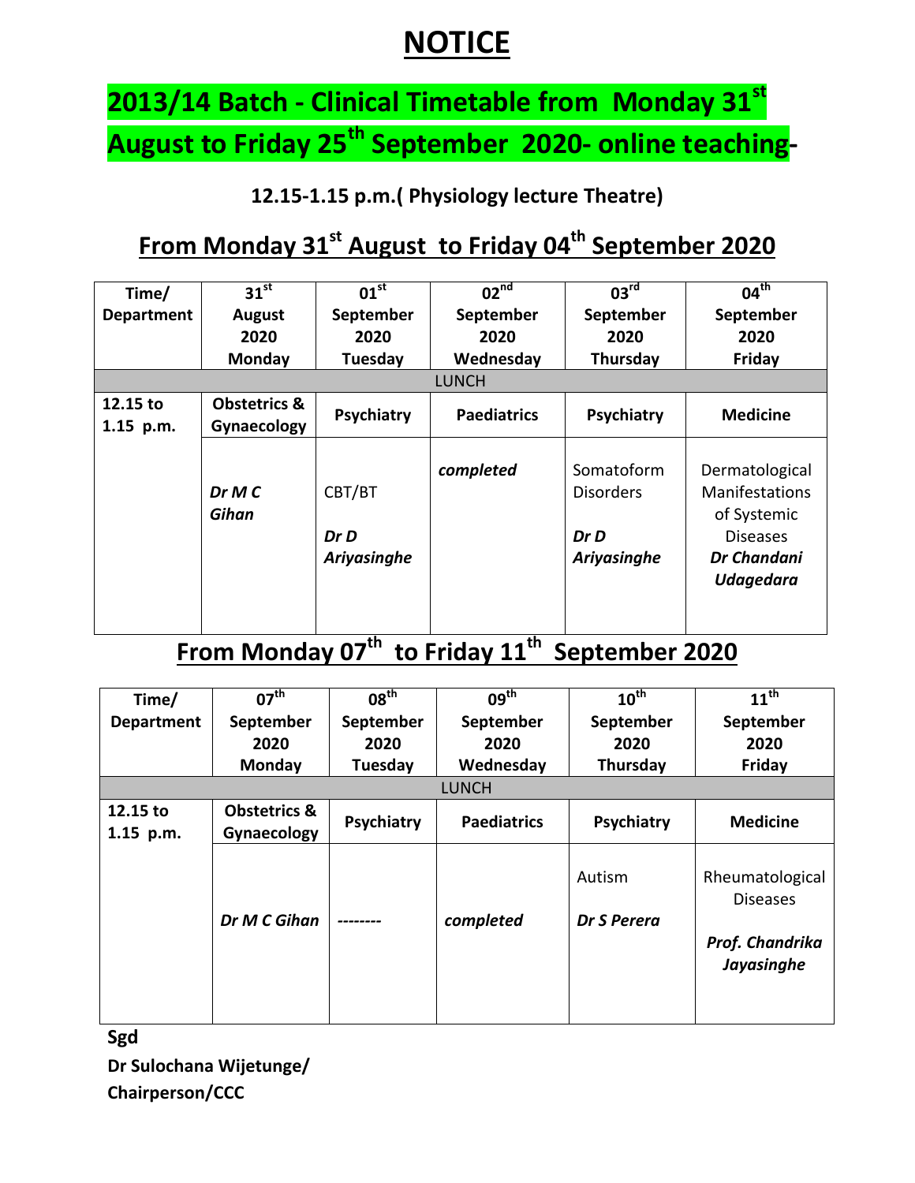# NOTICE

## 2013/14 Batch - Clinical Timetable from Monday 31st August to Friday 25th September 2020- online teaching-

**12.15-1.15 p.m.( Physiology lecture Theatre)**

## From Monday 31st August to Friday 04th September 2020

| Time/ Department | 31st August 2020 Monday | 01st September 2020 Tuesday | 02nd September 2020 Wednesday | 03rd September 2020 Thursday | 04th September 2020 Friday |
|---|---|---|---|---|---|
| LUNCH | | | | | |
| 12.15 to 1.15 p.m. | **Obstetrics & Gynaecology** | **Psychiatry** | **Paediatrics** | **Psychiatry** | **Medicine** |
| | ***Dr M C Gihan*** | CBT/BT ***Dr D Ariyasinghe*** | ***completed*** | Somatoform Disorders ***Dr D Ariyasinghe*** | Dermatological Manifestations of Systemic Diseases ***Dr Chandani Udagedara*** |

## From Monday 07th to Friday 11th September 2020

| Time/ Department | 07th September 2020 Monday | 08th September 2020 Tuesday | 09th September 2020 Wednesday | 10th September 2020 Thursday | 11th September 2020 Friday |
|---|---|---|---|---|---|
| LUNCH | | | | | |
| 12.15 to 1.15 p.m. | **Obstetrics & Gynaecology** | **Psychiatry** | **Paediatrics** | **Psychiatry** | **Medicine** |
| | ***Dr M C Gihan*** | -------- | ***completed*** | Autism ***Dr S Perera*** | Rheumatological Diseases ***Prof. Chandrika Jayasinghe*** |

**Sgd**

**Dr Sulochana Wijetunge/**

**Chairperson/CCC**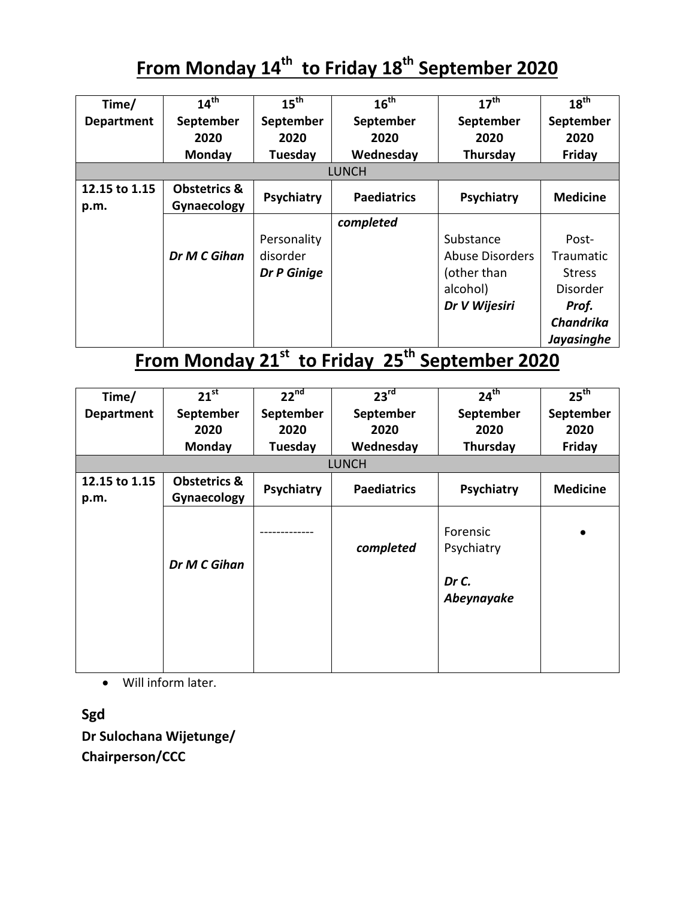## From Monday 14th to Friday 18th September 2020

| Time/ Department | 14th September 2020 Monday | 15th September 2020 Tuesday | 16th September 2020 Wednesday | 17th September 2020 Thursday | 18th September 2020 Friday |
|---|---|---|---|---|---|
| LUNCH | | | | | |
| 12.15 to 1.15 p.m. | **Obstetrics & Gynaecology** | **Psychiatry** | **Paediatrics** | **Psychiatry** | **Medicine** |
| | ***Dr M C Gihan*** | Personality disorder ***Dr P Ginige*** | ***completed*** | Substance Abuse Disorders (other than alcohol) ***Dr V Wijesiri*** | Post-Traumatic Stress Disorder ***Prof. Chandrika Jayasinghe*** |

## From Monday 21st to Friday 25th September 2020

| Time/ Department | 21st September 2020 Monday | 22nd September 2020 Tuesday | 23rd September 2020 Wednesday | 24th September 2020 Thursday | 25th September 2020 Friday |
|---|---|---|---|---|---|
| LUNCH | | | | | |
| 12.15 to 1.15 p.m. | **Obstetrics & Gynaecology** | **Psychiatry** | **Paediatrics** | **Psychiatry** | **Medicine** |
| | ***Dr M C Gihan*** | ------------- | ***completed*** | Forensic Psychiatry ***Dr C. Abeynayake*** | • |

- Will inform later.

**Sgd**

**Dr Sulochana Wijetunge/**

**Chairperson/CCC**